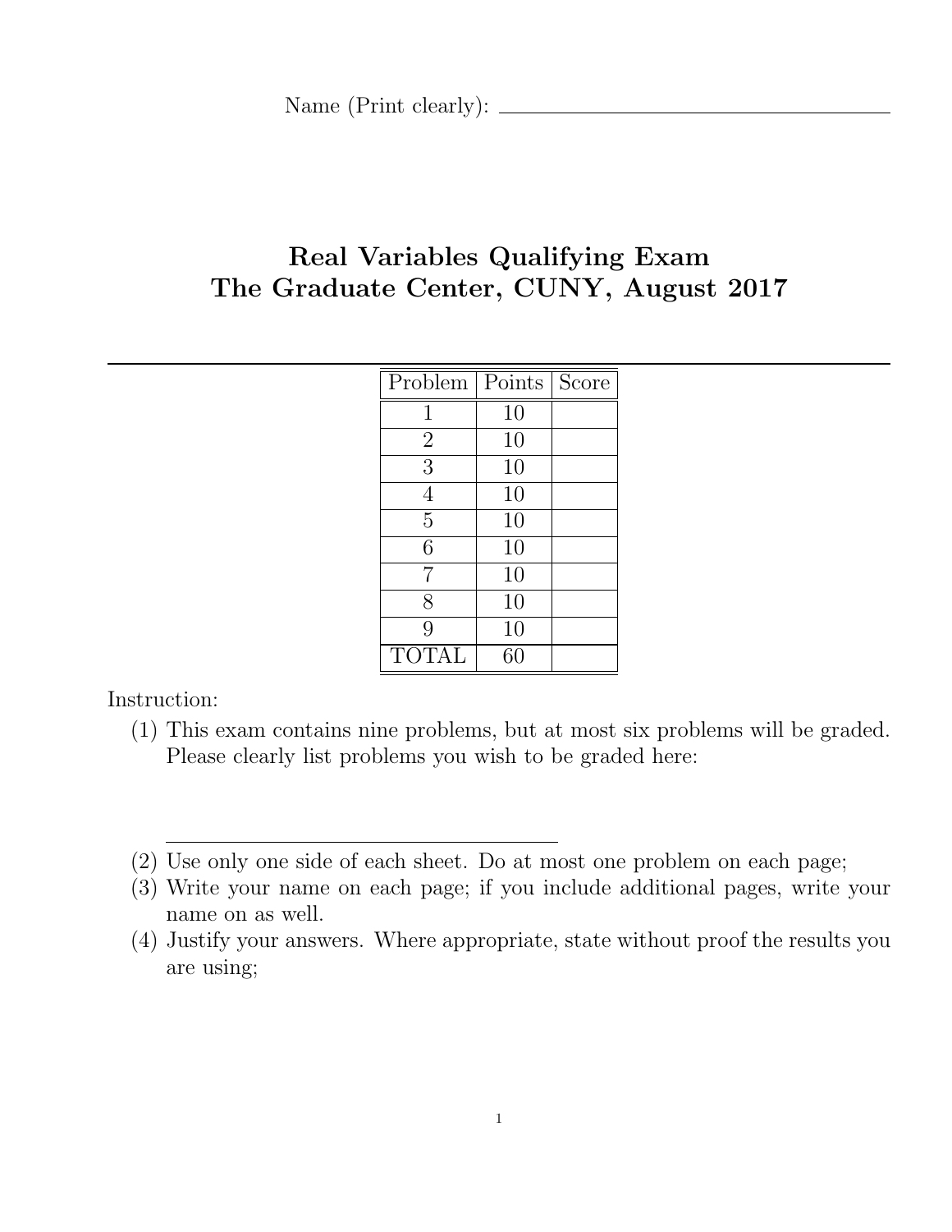Name (Print clearly): ____________________

# Real Variables Qualifying Exam
# The Graduate Center, CUNY, August 2017

| Problem | Points | Score |
|---|---|---|
| 1 | 10 | |
| 2 | 10 | |
| 3 | 10 | |
| 4 | 10 | |
| 5 | 10 | |
| 6 | 10 | |
| 7 | 10 | |
| 8 | 10 | |
| 9 | 10 | |
| TOTAL | 60 | |

Instruction:

(1) This exam contains nine problems, but at most six problems will be graded. Please clearly list problems you wish to be graded here:

____________________

(2) Use only one side of each sheet. Do at most one problem on each page;

(3) Write your name on each page; if you include additional pages, write your name on as well.

(4) Justify your answers. Where appropriate, state without proof the results you are using;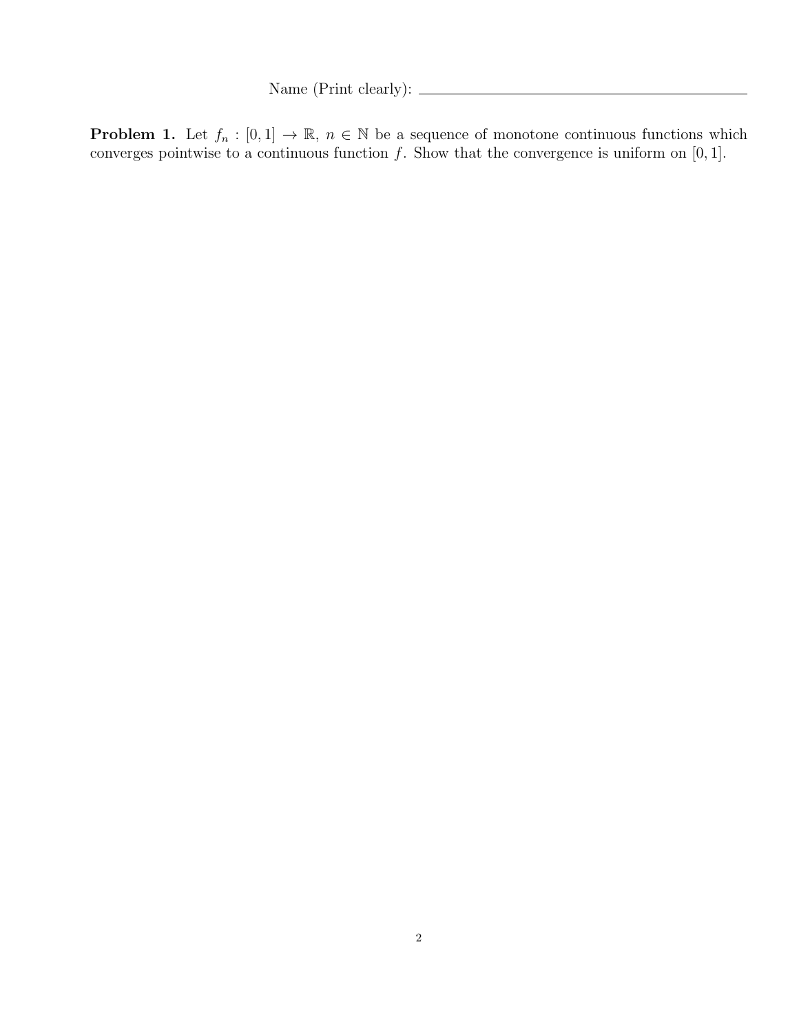Name (Print clearly): ______________________________

**Problem 1.** Let $f_n : [0,1] \to \mathbb{R}$, $n \in \mathbb{N}$ be a sequence of monotone continuous functions which converges pointwise to a continuous function $f$. Show that the convergence is uniform on $[0,1]$.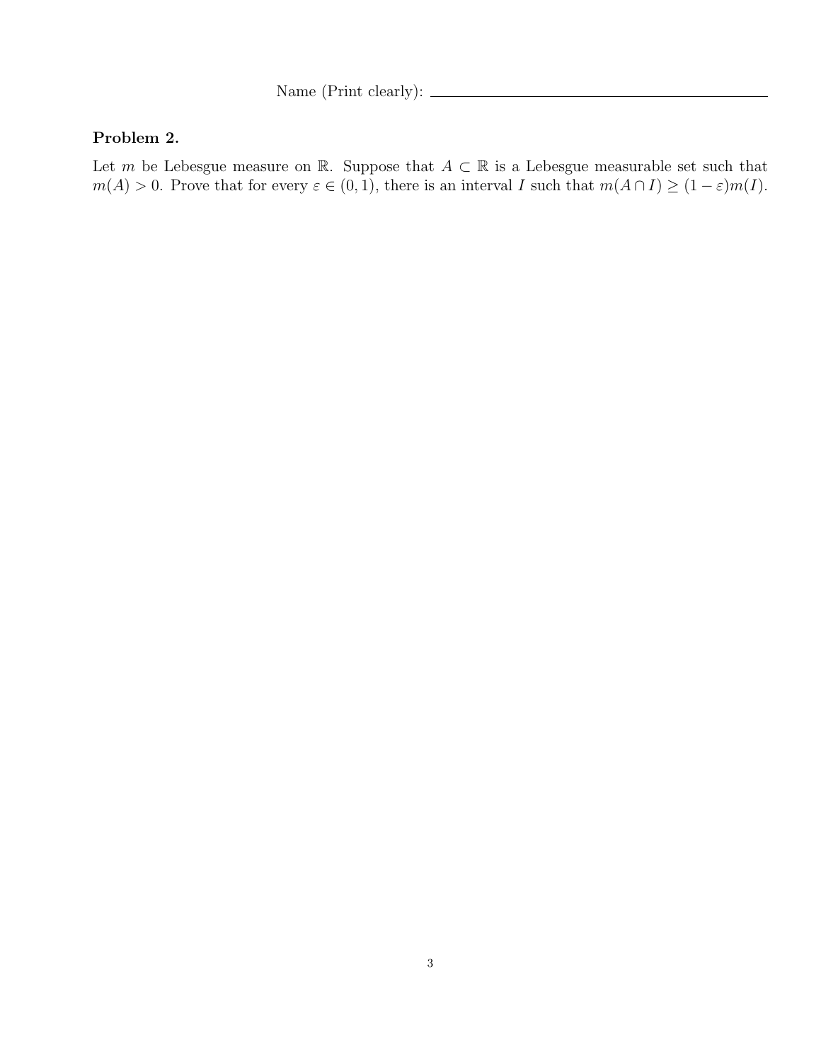Name (Print clearly): ____________________

### Problem 2.

Let $m$ be Lebesgue measure on $\mathbb{R}$. Suppose that $A \subset \mathbb{R}$ is a Lebesgue measurable set such that $m(A) > 0$. Prove that for every $\varepsilon \in (0, 1)$, there is an interval $I$ such that $m(A \cap I) \geq (1 - \varepsilon)m(I)$.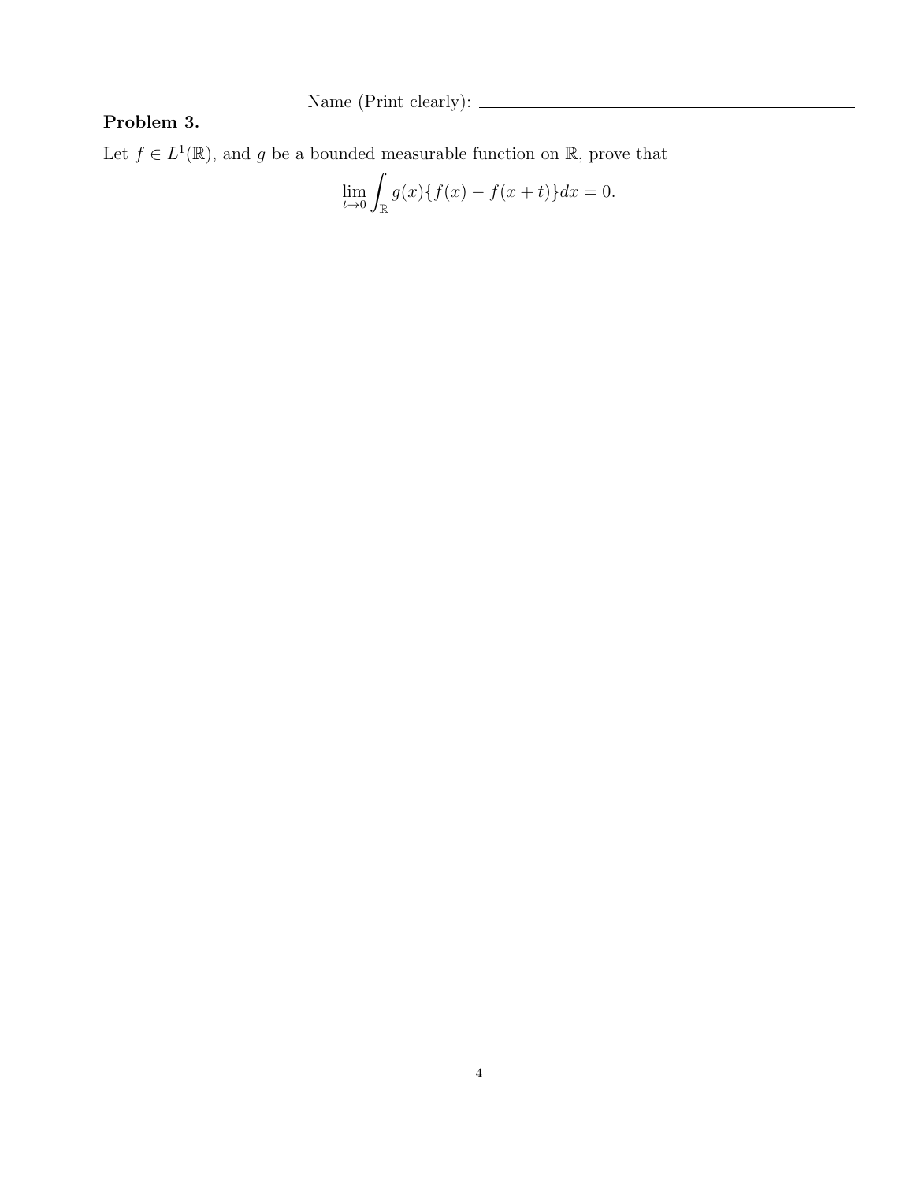Name (Print clearly): ____________________

**Problem 3.**

Let $f \in L^1(\mathbb{R})$, and $g$ be a bounded measurable function on $\mathbb{R}$, prove that

$$\lim_{t \to 0} \int_{\mathbb{R}} g(x)\{f(x) - f(x+t)\}dx = 0.$$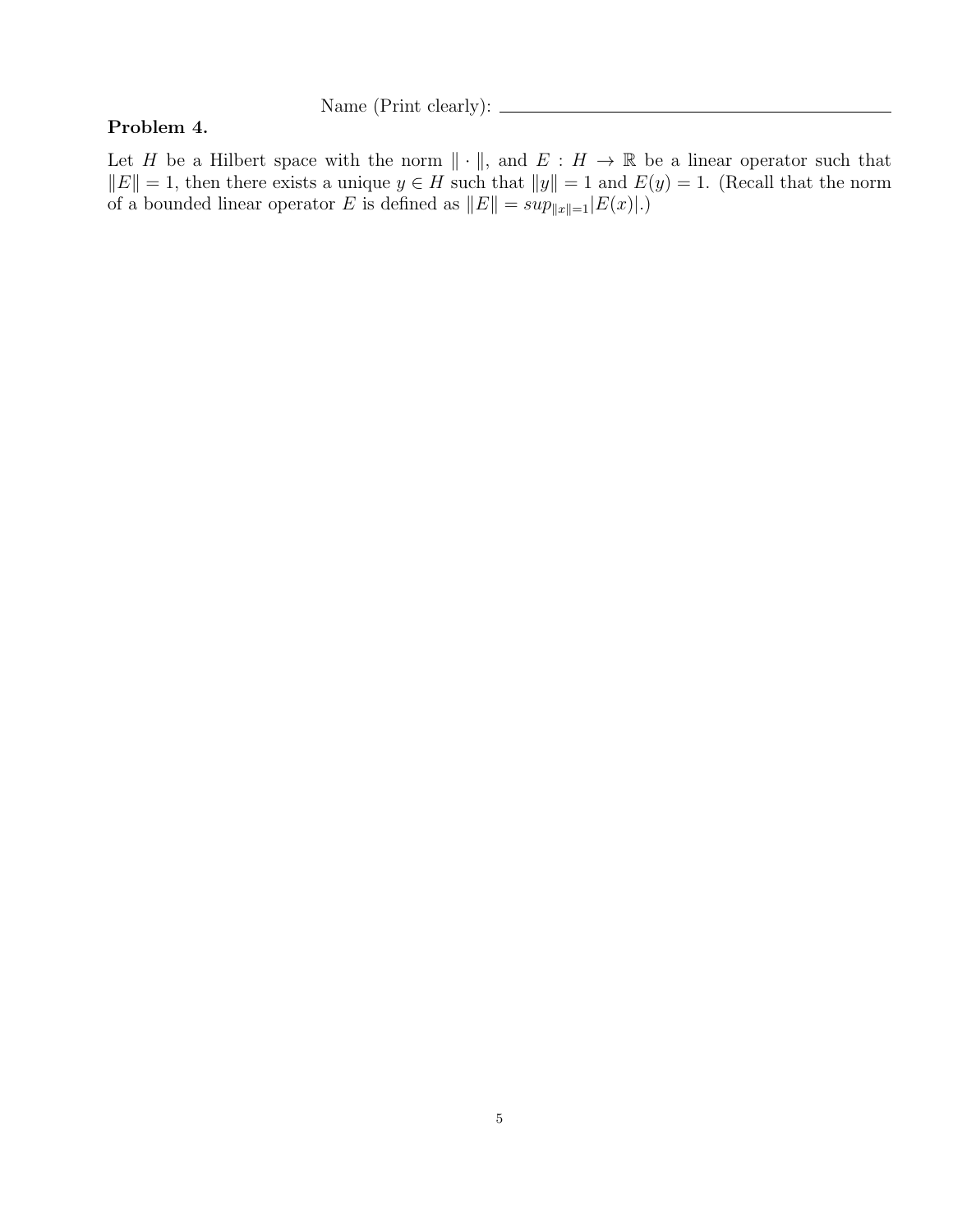Name (Print clearly): ______________________________

**Problem 4.**

Let $H$ be a Hilbert space with the norm $\| \cdot \|$, and $E : H \to \mathbb{R}$ be a linear operator such that $\|E\| = 1$, then there exists a unique $y \in H$ such that $\|y\| = 1$ and $E(y) = 1$. (Recall that the norm of a bounded linear operator $E$ is defined as $\|E\| = sup_{\|x\|=1}|E(x)|$.)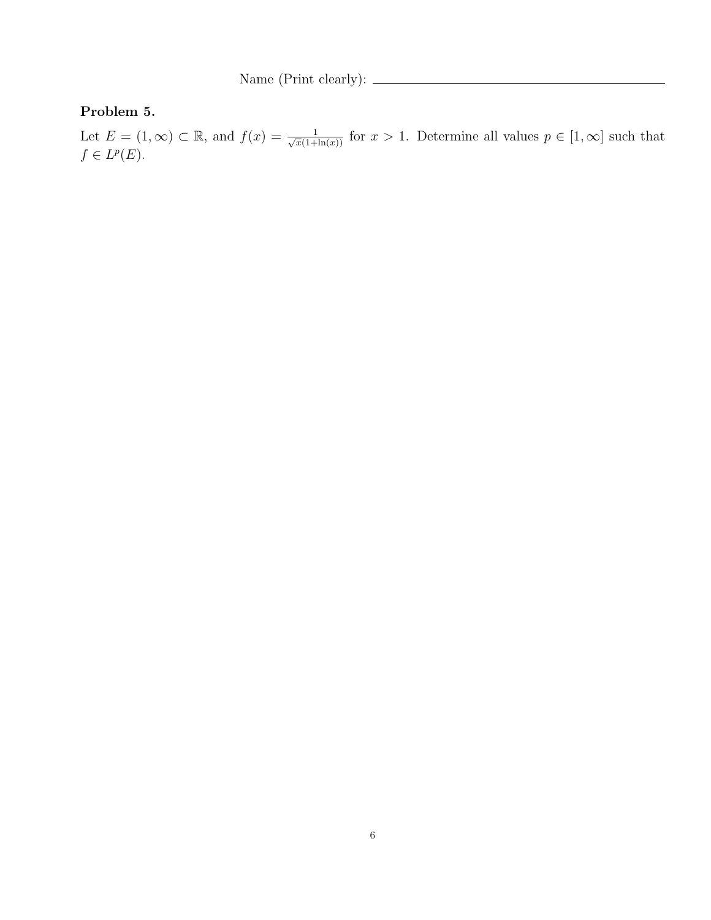Name (Print clearly): ______________________________

**Problem 5.**

Let $E = (1, \infty) \subset \mathbb{R}$, and $f(x) = \frac{1}{\sqrt{x}(1+\ln(x))}$ for $x > 1$. Determine all values $p \in [1, \infty]$ such that $f \in L^p(E)$.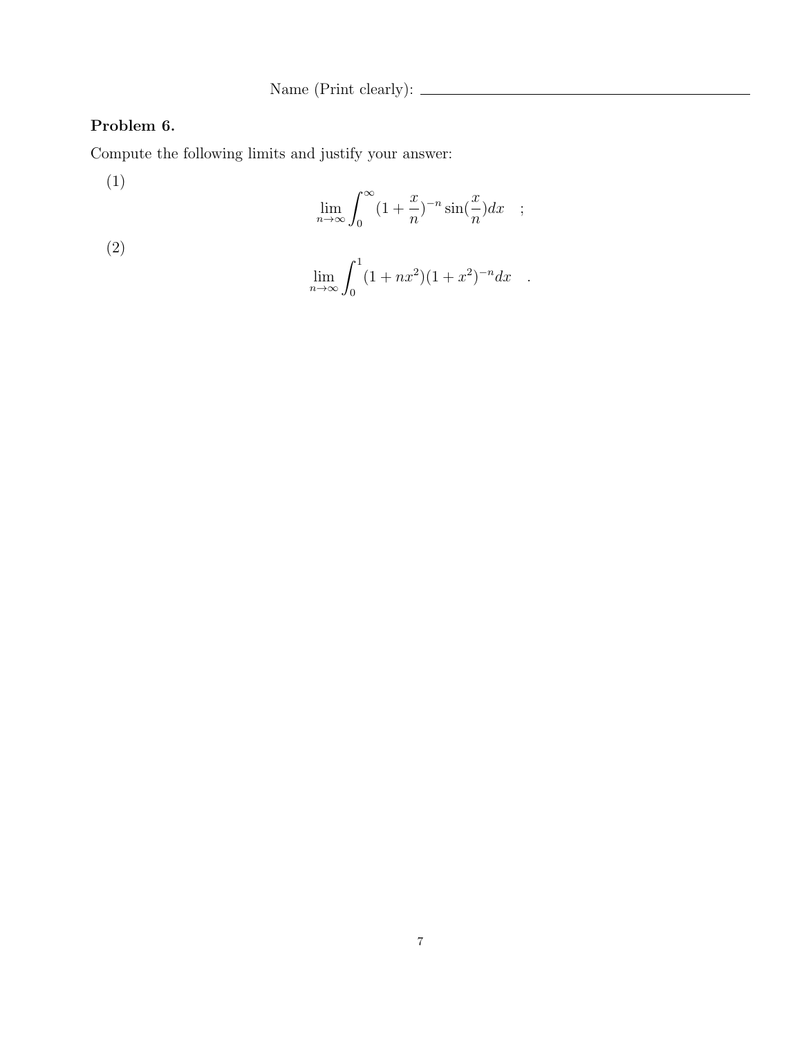Name (Print clearly): ____________________

**Problem 6.**

Compute the following limits and justify your answer:

(1)

$$\lim_{n\to\infty} \int_0^\infty (1 + \frac{x}{n})^{-n} \sin(\frac{x}{n}) dx \quad ;$$

(2)

$$\lim_{n\to\infty} \int_0^1 (1 + nx^2)(1 + x^2)^{-n} dx \quad .$$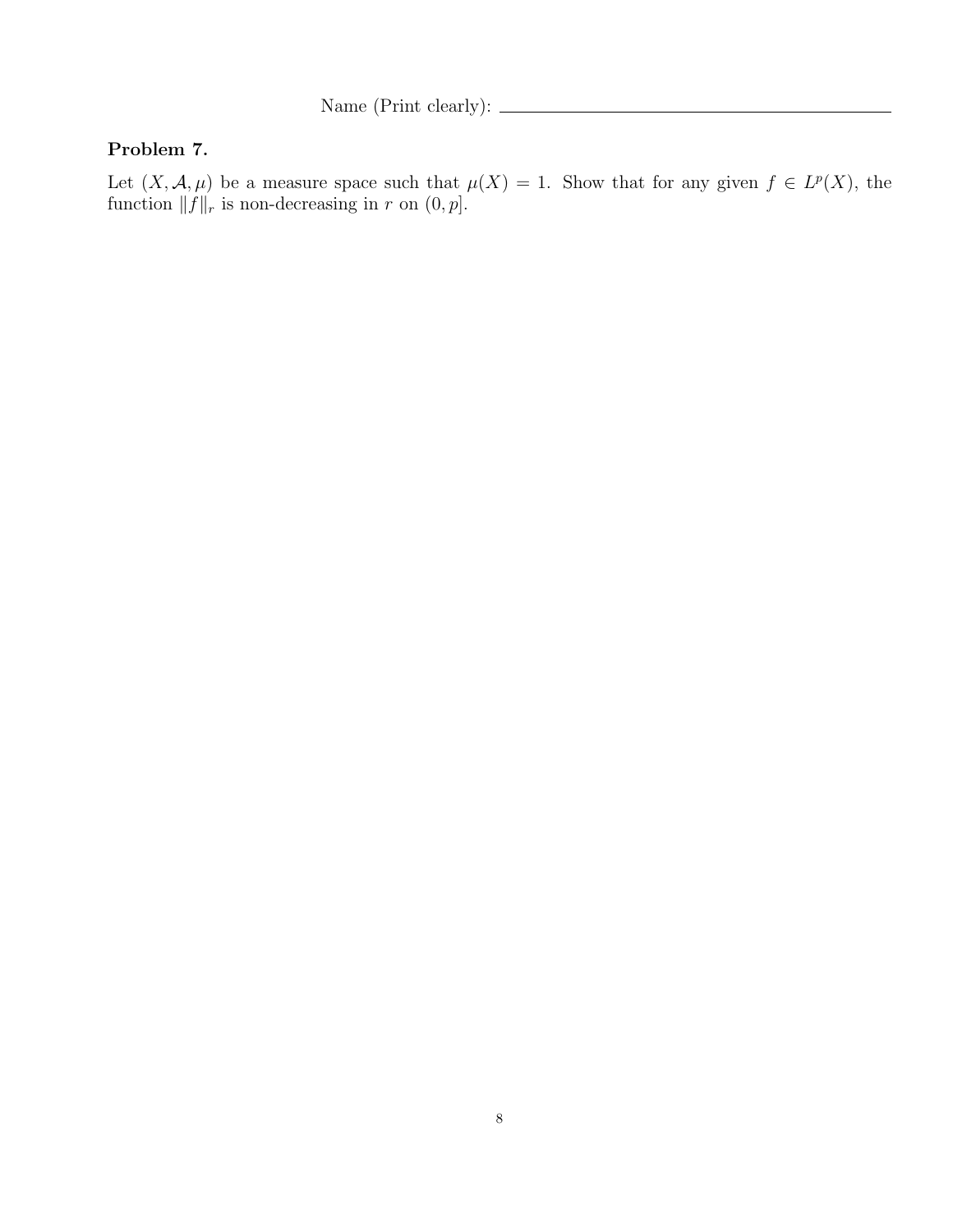Name (Print clearly): ______________________________

**Problem 7.**

Let $(X, \mathcal{A}, \mu)$ be a measure space such that $\mu(X) = 1$. Show that for any given $f \in L^p(X)$, the function $\|f\|_r$ is non-decreasing in $r$ on $(0, p]$.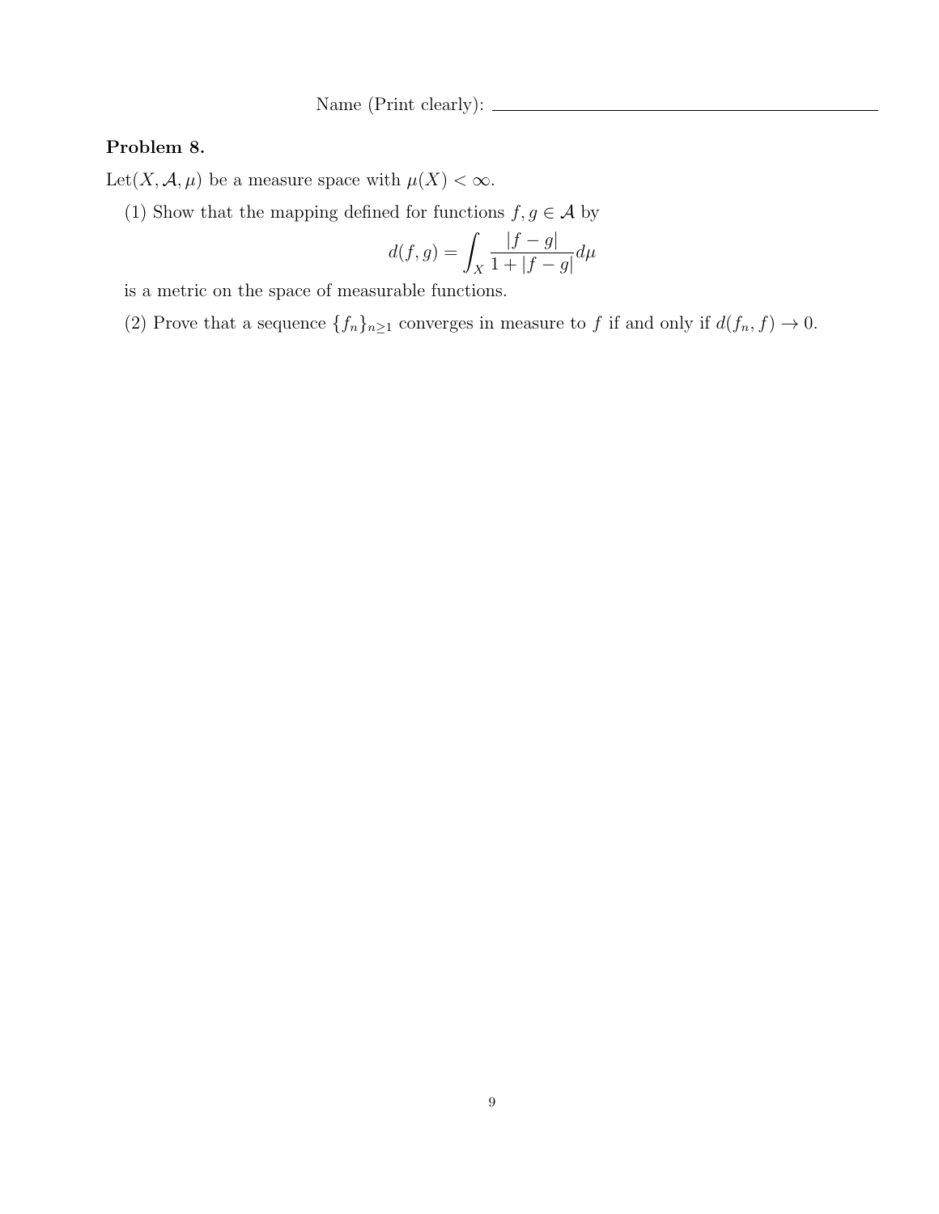Name (Print clearly): ______________________________

**Problem 8.**

Let$(X, \mathcal{A}, \mu)$ be a measure space with $\mu(X) < \infty$.

(1) Show that the mapping defined for functions $f, g \in \mathcal{A}$ by

$$d(f, g) = \int_X \frac{|f - g|}{1 + |f - g|} d\mu$$

is a metric on the space of measurable functions.

(2) Prove that a sequence $\{f_n\}_{n \geq 1}$ converges in measure to $f$ if and only if $d(f_n, f) \to 0$.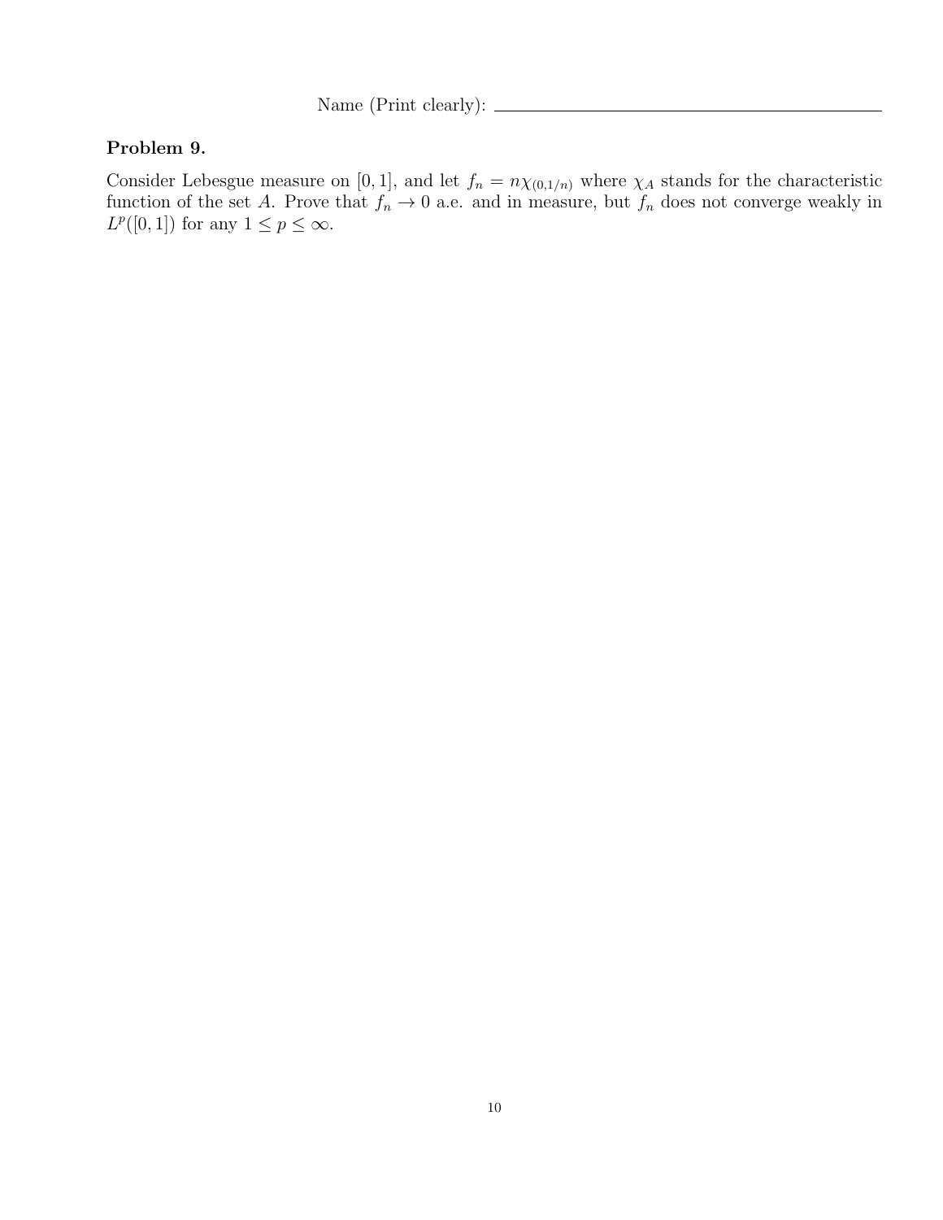Name (Print clearly): ______________________________

### Problem 9.

Consider Lebesgue measure on $[0, 1]$, and let $f_n = n\chi_{(0,1/n)}$ where $\chi_A$ stands for the characteristic function of the set $A$. Prove that $f_n \to 0$ a.e. and in measure, but $f_n$ does not converge weakly in $L^p([0, 1])$ for any $1 \leq p \leq \infty$.